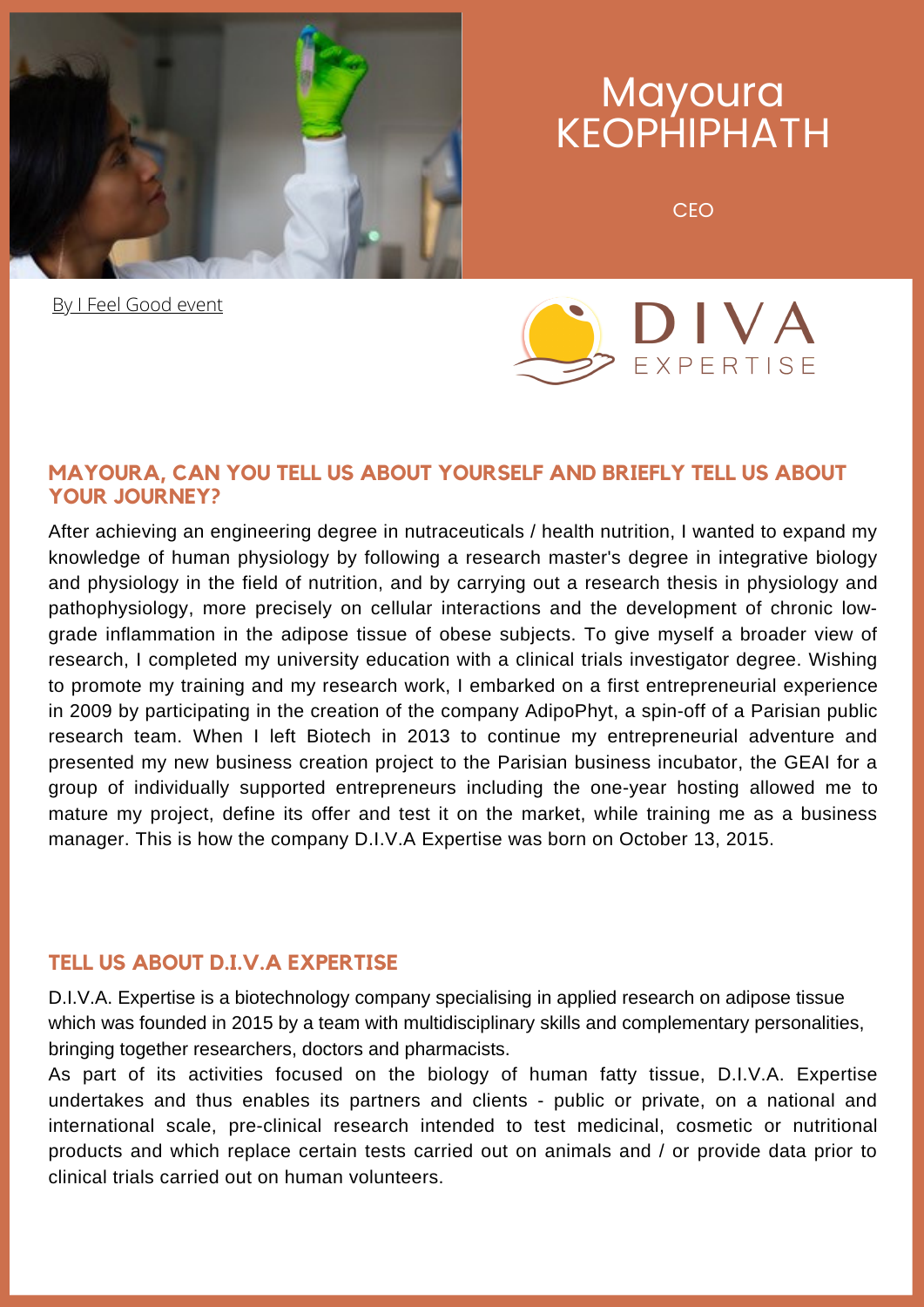# Mayoura KEOPHIPHATH

CEO

By I Feel Good event

DIVA EXPERTISE

## MAYOURA, CAN YOU TELL US ABOUT YOURSELF AND BRIEFLY TELL US ABOUT YOUR JOURNEY?

After achieving an engineering degree in nutraceuticals / health nutrition, I wanted to expand my knowledge of human physiology by following a research master's degree in integrative biology and physiology in the field of nutrition, and by carrying out a research thesis in physiology and pathophysiology, more precisely on cellular interactions and the development of chronic low-grade inflammation in the adipose tissue of obese subjects. To give myself a broader view of research, I completed my university education with a clinical trials investigator degree. Wishing to promote my training and my research work, I embarked on a first entrepreneurial experience in 2009 by participating in the creation of the company AdipoPhyt, a spin-off of a Parisian public research team. When I left Biotech in 2013 to continue my entrepreneurial adventure and presented my new business creation project to the Parisian business incubator, the GEAI for a group of individually supported entrepreneurs including the one-year hosting allowed me to mature my project, define its offer and test it on the market, while training me as a business manager. This is how the company D.I.V.A Expertise was born on October 13, 2015.

## TELL US ABOUT D.I.V.A EXPERTISE

D.I.V.A. Expertise is a biotechnology company specialising in applied research on adipose tissue which was founded in 2015 by a team with multidisciplinary skills and complementary personalities, bringing together researchers, doctors and pharmacists.

As part of its activities focused on the biology of human fatty tissue, D.I.V.A. Expertise undertakes and thus enables its partners and clients - public or private, on a national and international scale, pre-clinical research intended to test medicinal, cosmetic or nutritional products and which replace certain tests carried out on animals and / or provide data prior to clinical trials carried out on human volunteers.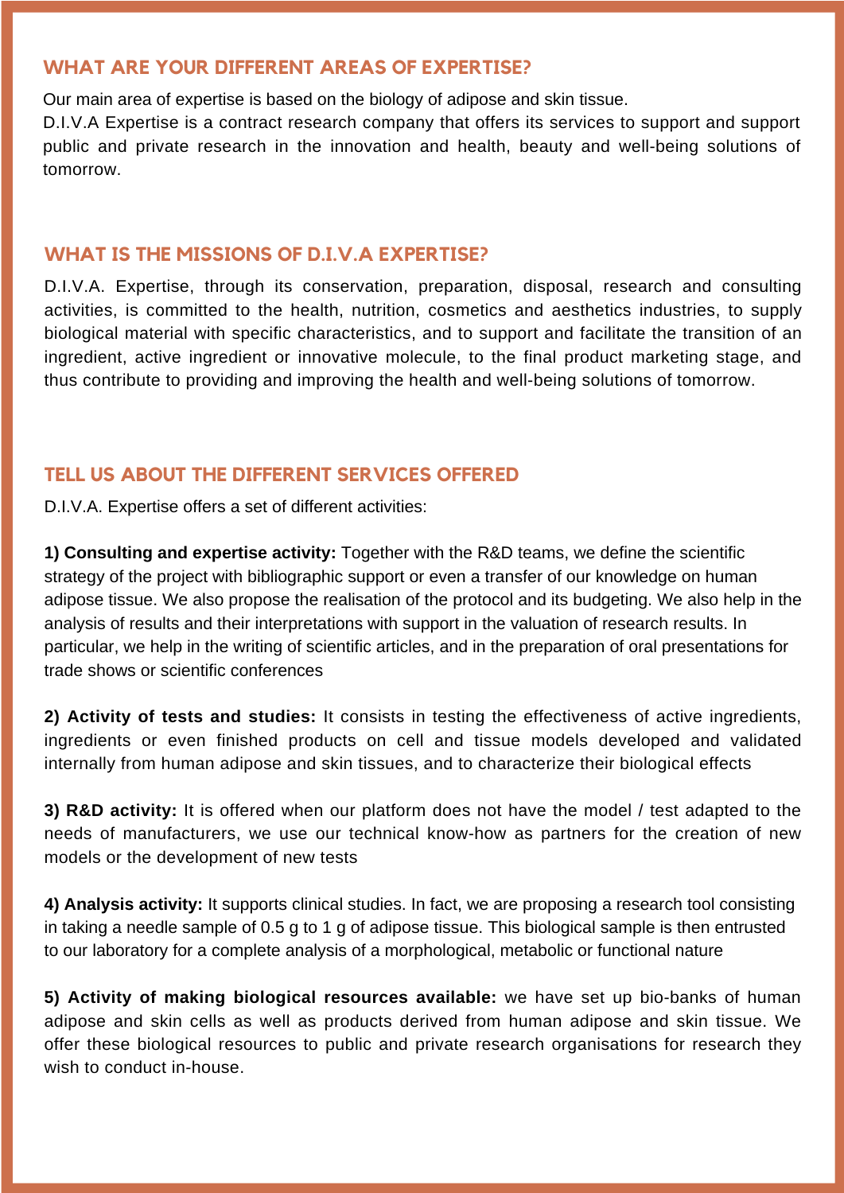## WHAT ARE YOUR DIFFERENT AREAS OF EXPERTISE?

Our main area of expertise is based on the biology of adipose and skin tissue.
D.I.V.A Expertise is a contract research company that offers its services to support and support public and private research in the innovation and health, beauty and well-being solutions of tomorrow.

## WHAT IS THE MISSIONS OF D.I.V.A EXPERTISE?

D.I.V.A. Expertise, through its conservation, preparation, disposal, research and consulting activities, is committed to the health, nutrition, cosmetics and aesthetics industries, to supply biological material with specific characteristics, and to support and facilitate the transition of an ingredient, active ingredient or innovative molecule, to the final product marketing stage, and thus contribute to providing and improving the health and well-being solutions of tomorrow.

## TELL US ABOUT THE DIFFERENT SERVICES OFFERED

D.I.V.A. Expertise offers a set of different activities:

**1) Consulting and expertise activity:** Together with the R&D teams, we define the scientific strategy of the project with bibliographic support or even a transfer of our knowledge on human adipose tissue. We also propose the realisation of the protocol and its budgeting. We also help in the analysis of results and their interpretations with support in the valuation of research results. In particular, we help in the writing of scientific articles, and in the preparation of oral presentations for trade shows or scientific conferences

**2) Activity of tests and studies:** It consists in testing the effectiveness of active ingredients, ingredients or even finished products on cell and tissue models developed and validated internally from human adipose and skin tissues, and to characterize their biological effects

**3) R&D activity:** It is offered when our platform does not have the model / test adapted to the needs of manufacturers, we use our technical know-how as partners for the creation of new models or the development of new tests

**4) Analysis activity:** It supports clinical studies. In fact, we are proposing a research tool consisting in taking a needle sample of 0.5 g to 1 g of adipose tissue. This biological sample is then entrusted to our laboratory for a complete analysis of a morphological, metabolic or functional nature

**5) Activity of making biological resources available:** we have set up bio-banks of human adipose and skin cells as well as products derived from human adipose and skin tissue. We offer these biological resources to public and private research organisations for research they wish to conduct in-house.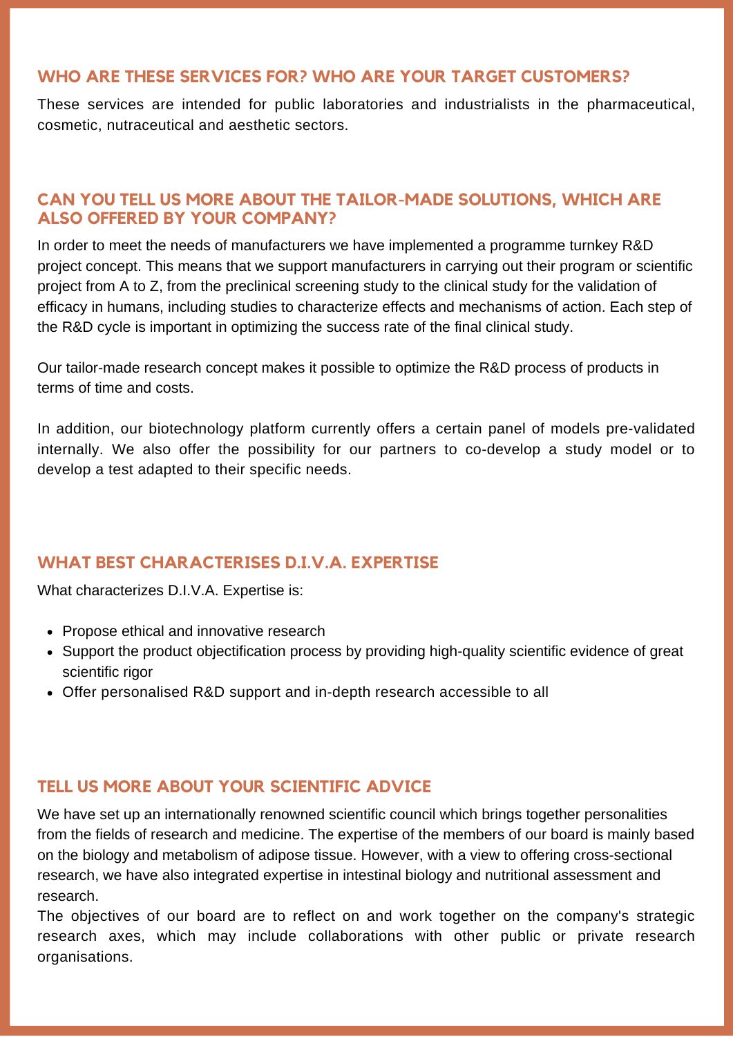## WHO ARE THESE SERVICES FOR? WHO ARE YOUR TARGET CUSTOMERS?

These services are intended for public laboratories and industrialists in the pharmaceutical, cosmetic, nutraceutical and aesthetic sectors.

## CAN YOU TELL US MORE ABOUT THE TAILOR-MADE SOLUTIONS, WHICH ARE ALSO OFFERED BY YOUR COMPANY?

In order to meet the needs of manufacturers we have implemented a programme turnkey R&D project concept. This means that we support manufacturers in carrying out their program or scientific project from A to Z, from the preclinical screening study to the clinical study for the validation of efficacy in humans, including studies to characterize effects and mechanisms of action. Each step of the R&D cycle is important in optimizing the success rate of the final clinical study.

Our tailor-made research concept makes it possible to optimize the R&D process of products in terms of time and costs.

In addition, our biotechnology platform currently offers a certain panel of models pre-validated internally. We also offer the possibility for our partners to co-develop a study model or to develop a test adapted to their specific needs.

## WHAT BEST CHARACTERISES D.I.V.A. EXPERTISE

What characterizes D.I.V.A. Expertise is:

- Propose ethical and innovative research
- Support the product objectification process by providing high-quality scientific evidence of great scientific rigor
- Offer personalised R&D support and in-depth research accessible to all

## TELL US MORE ABOUT YOUR SCIENTIFIC ADVICE

We have set up an internationally renowned scientific council which brings together personalities from the fields of research and medicine. The expertise of the members of our board is mainly based on the biology and metabolism of adipose tissue. However, with a view to offering cross-sectional research, we have also integrated expertise in intestinal biology and nutritional assessment and research.

The objectives of our board are to reflect on and work together on the company's strategic research axes, which may include collaborations with other public or private research organisations.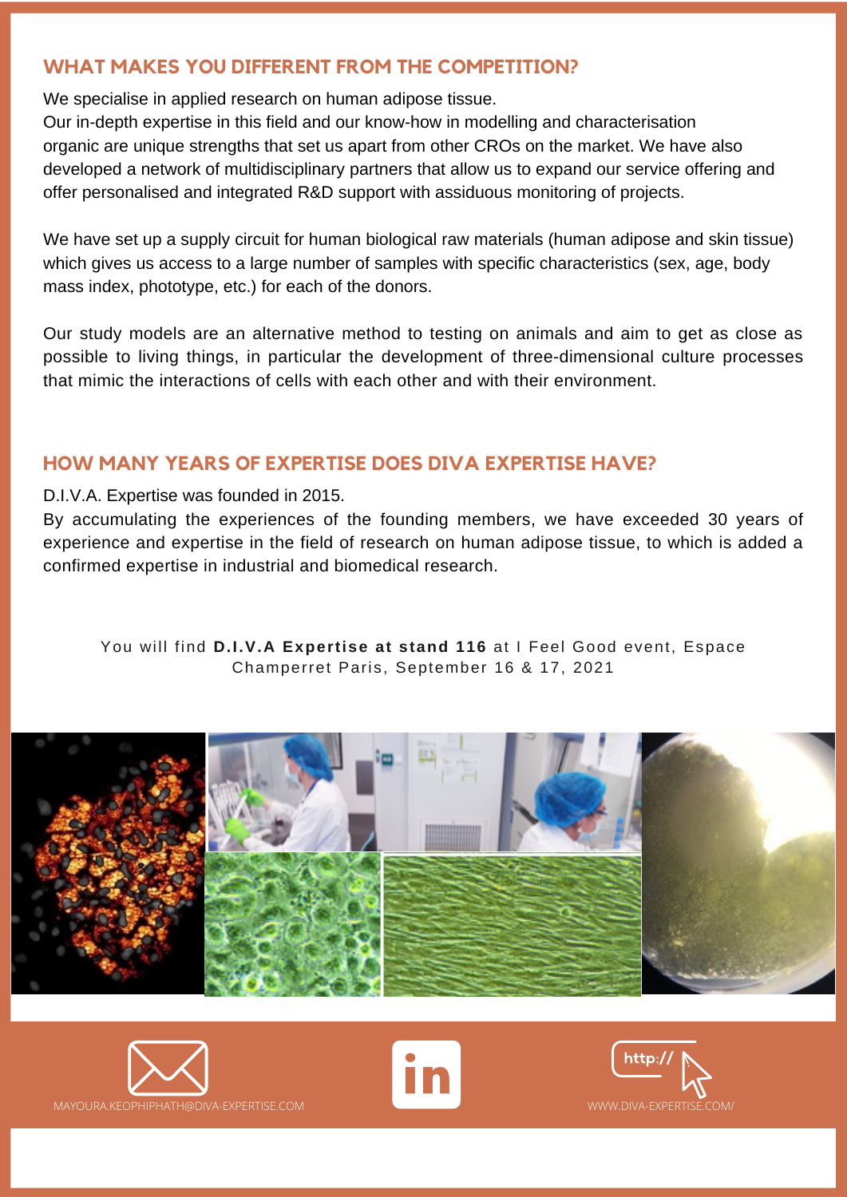## WHAT MAKES YOU DIFFERENT FROM THE COMPETITION?

We specialise in applied research on human adipose tissue.
Our in-depth expertise in this field and our know-how in modelling and characterisation organic are unique strengths that set us apart from other CROs on the market. We have also developed a network of multidisciplinary partners that allow us to expand our service offering and offer personalised and integrated R&D support with assiduous monitoring of projects.

We have set up a supply circuit for human biological raw materials (human adipose and skin tissue) which gives us access to a large number of samples with specific characteristics (sex, age, body mass index, phototype, etc.) for each of the donors.

Our study models are an alternative method to testing on animals and aim to get as close as possible to living things, in particular the development of three-dimensional culture processes that mimic the interactions of cells with each other and with their environment.

## HOW MANY YEARS OF EXPERTISE DOES DIVA EXPERTISE HAVE?

D.I.V.A. Expertise was founded in 2015.
By accumulating the experiences of the founding members, we have exceeded 30 years of experience and expertise in the field of research on human adipose tissue, to which is added a confirmed expertise in industrial and biomedical research.

You will find **D.I.V.A Expertise at stand 116** at I Feel Good event, Espace Champerret Paris, September 16 & 17, 2021

MAYOURA.KEOPHIPHATH@DIVA-EXPERTISE.COM

WWW.DIVA-EXPERTISE.COM/